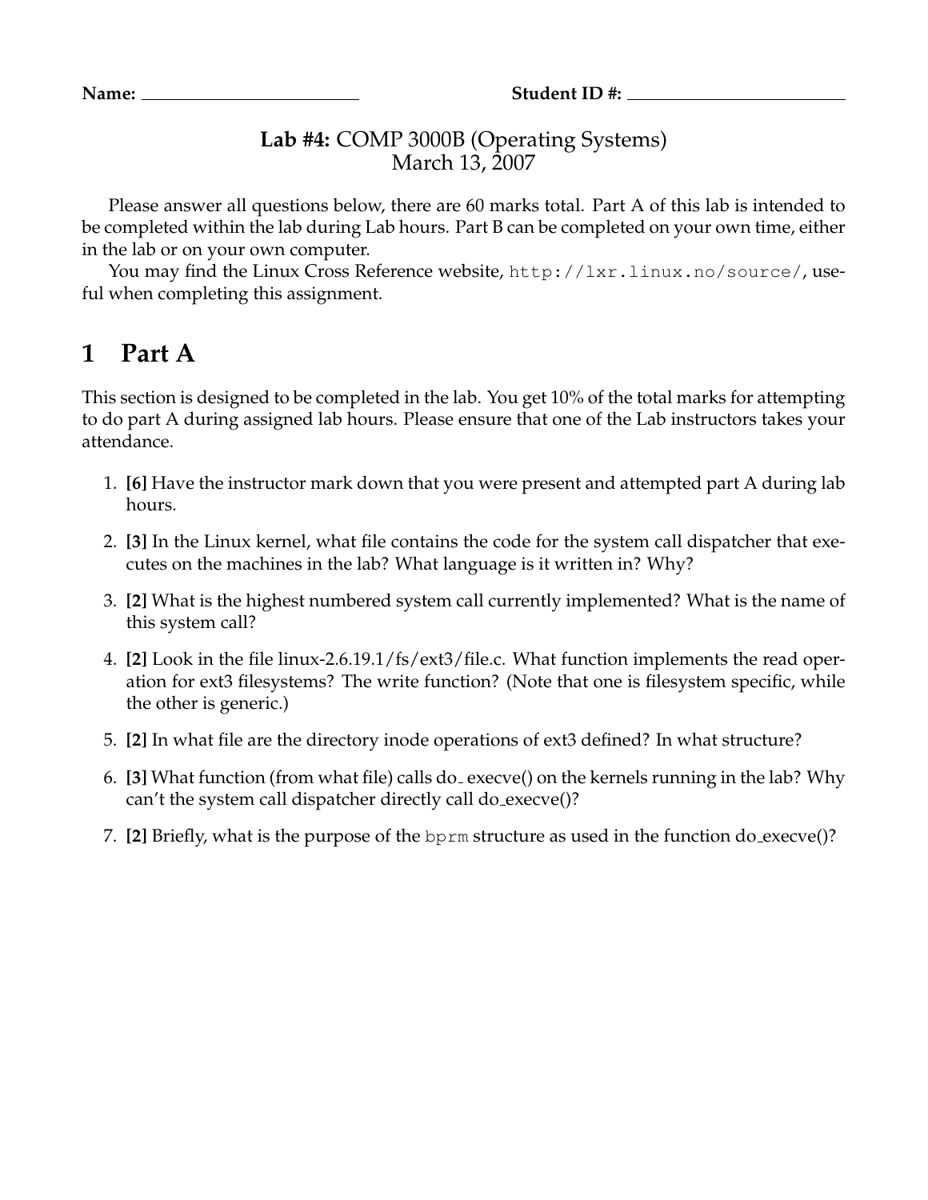**Name:** \_\_\_\_\_\_\_\_\_\_\_\_\_\_\_\_\_\_\_\_\_\_\_\_ **Student ID #:** \_\_\_\_\_\_\_\_\_\_\_\_\_\_\_\_\_\_\_\_\_\_\_\_

**Lab #4:** COMP 3000B (Operating Systems)
March 13, 2007

Please answer all questions below, there are 60 marks total. Part A of this lab is intended to be completed within the lab during Lab hours. Part B can be completed on your own time, either in the lab or on your own computer.

You may find the Linux Cross Reference website, `http://lxr.linux.no/source/`, useful when completing this assignment.

# 1 Part A

This section is designed to be completed in the lab. You get 10% of the total marks for attempting to do part A during assigned lab hours. Please ensure that one of the Lab instructors takes your attendance.

1. **[6]** Have the instructor mark down that you were present and attempted part A during lab hours.
2. **[3]** In the Linux kernel, what file contains the code for the system call dispatcher that executes on the machines in the lab? What language is it written in? Why?
3. **[2]** What is the highest numbered system call currently implemented? What is the name of this system call?
4. **[2]** Look in the file linux-2.6.19.1/fs/ext3/file.c. What function implements the read operation for ext3 filesystems? The write function? (Note that one is filesystem specific, while the other is generic.)
5. **[2]** In what file are the directory inode operations of ext3 defined? In what structure?
6. **[3]** What function (from what file) calls do_execve() on the kernels running in the lab? Why can't the system call dispatcher directly call do_execve()?
7. **[2]** Briefly, what is the purpose of the `bprm` structure as used in the function do_execve()?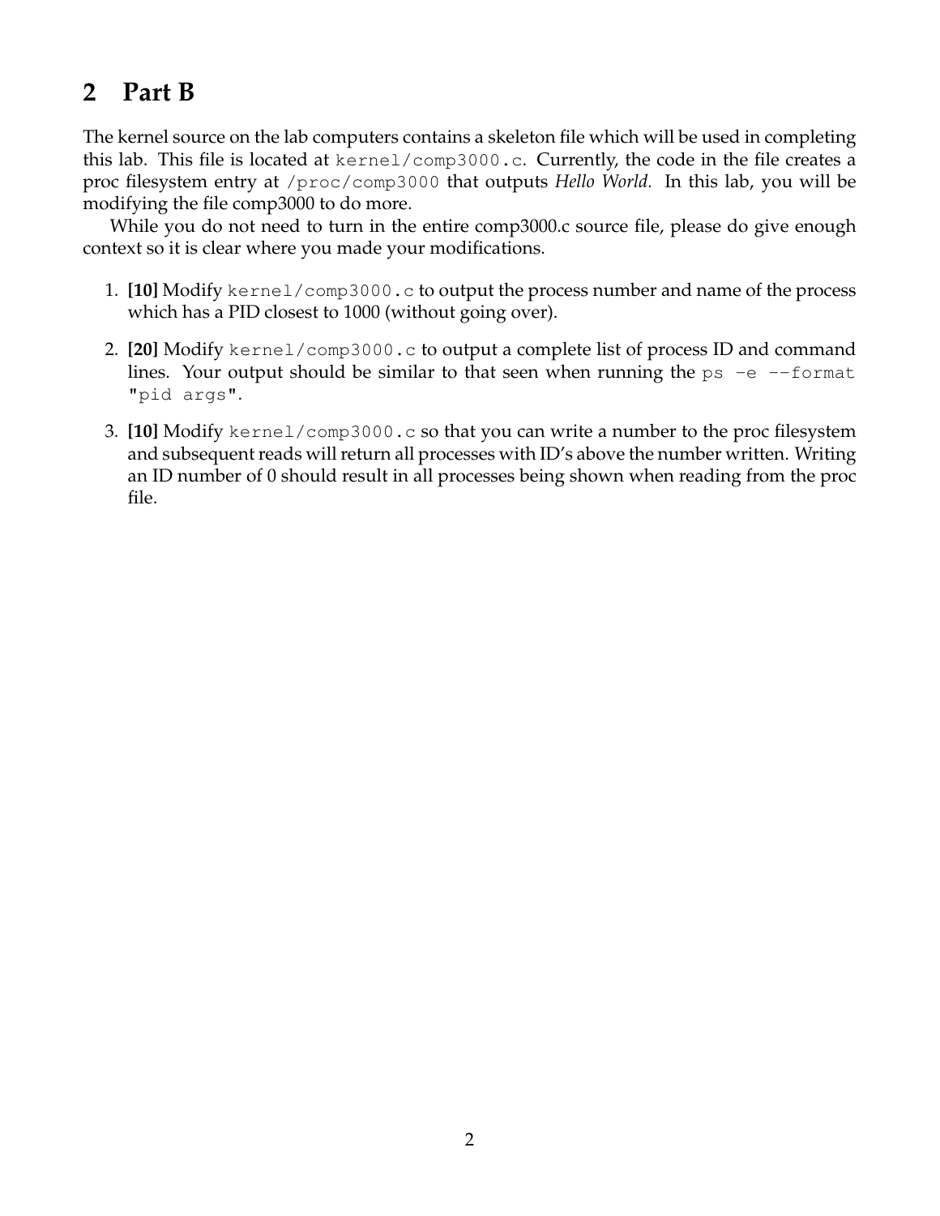## 2 Part B

The kernel source on the lab computers contains a skeleton file which will be used in completing this lab. This file is located at `kernel/comp3000.c`. Currently, the code in the file creates a proc filesystem entry at `/proc/comp3000` that outputs *Hello World.* In this lab, you will be modifying the file comp3000 to do more.

While you do not need to turn in the entire comp3000.c source file, please do give enough context so it is clear where you made your modifications.

1. **[10]** Modify `kernel/comp3000.c` to output the process number and name of the process which has a PID closest to 1000 (without going over).
2. **[20]** Modify `kernel/comp3000.c` to output a complete list of process ID and command lines. Your output should be similar to that seen when running the `ps -e --format "pid args"`.
3. **[10]** Modify `kernel/comp3000.c` so that you can write a number to the proc filesystem and subsequent reads will return all processes with ID's above the number written. Writing an ID number of 0 should result in all processes being shown when reading from the proc file.